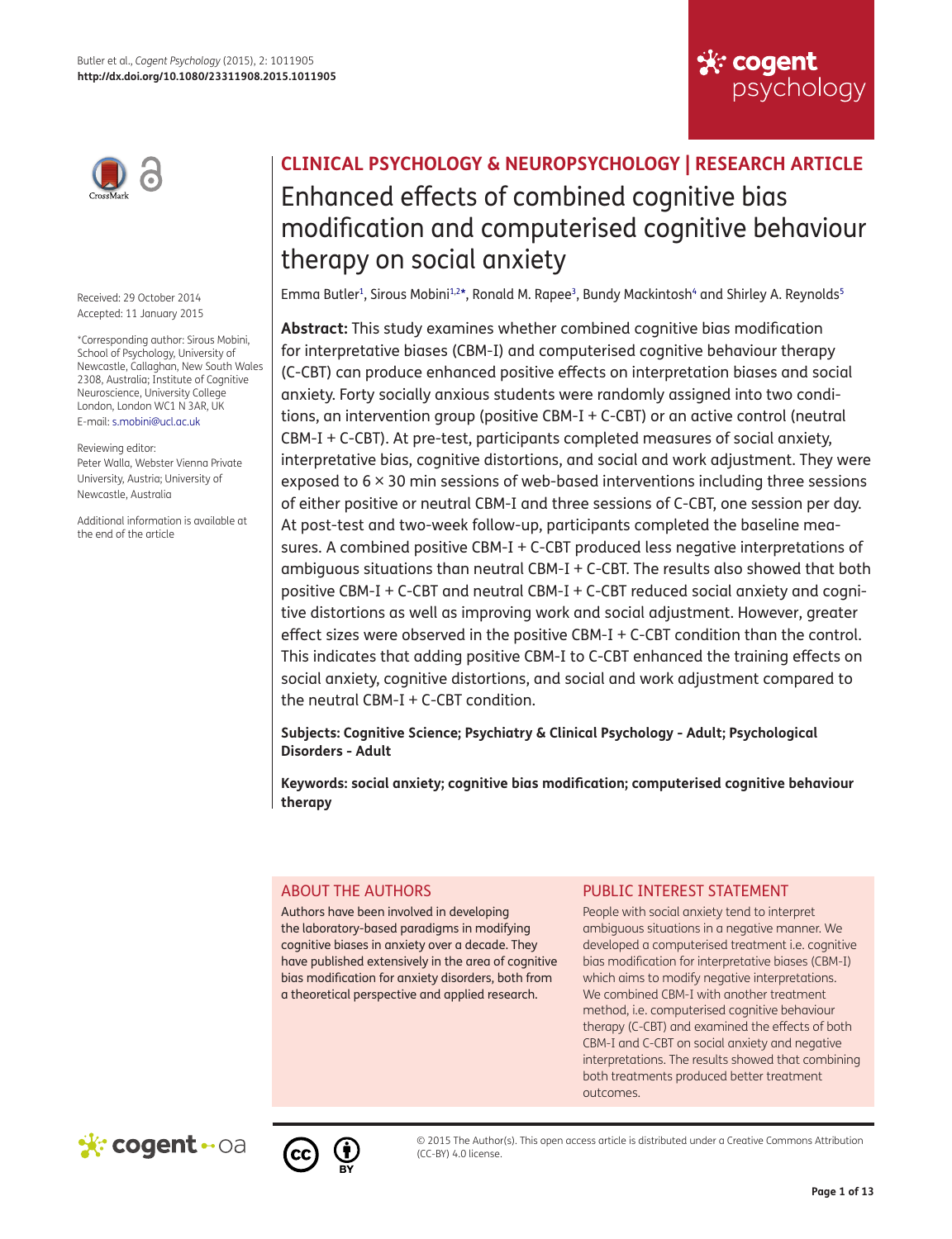CLINICAL PSYCHOLOGY & NEUROPSYCHOLOGY | RESEARCH ARTICLE

# Enhanced effects of combined cognitive bias modification and computerised cognitive behaviour therapy on social anxiety

Emma Butler[1], Sirous Mobini[1,2]*, Ronald M. Rapee[3], Bundy Mackintosh[4] and Shirley A. Reynolds[5]

Received: 29 October 2014
Accepted: 11 January 2015

*Corresponding author: Sirous Mobini, School of Psychology, University of Newcastle, Callaghan, New South Wales 2308, Australia; Institute of Cognitive Neuroscience, University College London, London WC1 N 3AR, UK
E-mail: s.mobini@ucl.ac.uk

Reviewing editor:
Peter Walla, Webster Vienna Private University, Austria; University of Newcastle, Australia

Additional information is available at the end of the article

**Abstract:** This study examines whether combined cognitive bias modification for interpretative biases (CBM-I) and computerised cognitive behaviour therapy (C-CBT) can produce enhanced positive effects on interpretation biases and social anxiety. Forty socially anxious students were randomly assigned into two conditions, an intervention group (positive CBM-I + C-CBT) or an active control (neutral CBM-I + C-CBT). At pre-test, participants completed measures of social anxiety, interpretative bias, cognitive distortions, and social and work adjustment. They were exposed to 6 × 30 min sessions of web-based interventions including three sessions of either positive or neutral CBM-I and three sessions of C-CBT, one session per day. At post-test and two-week follow-up, participants completed the baseline measures. A combined positive CBM-I + C-CBT produced less negative interpretations of ambiguous situations than neutral CBM-I + C-CBT. The results also showed that both positive CBM-I + C-CBT and neutral CBM-I + C-CBT reduced social anxiety and cognitive distortions as well as improving work and social adjustment. However, greater effect sizes were observed in the positive CBM-I + C-CBT condition than the control. This indicates that adding positive CBM-I to C-CBT enhanced the training effects on social anxiety, cognitive distortions, and social and work adjustment compared to the neutral CBM-I + C-CBT condition.

**Subjects: Cognitive Science; Psychiatry & Clinical Psychology - Adult; Psychological Disorders - Adult**

**Keywords: social anxiety; cognitive bias modification; computerised cognitive behaviour therapy**

## ABOUT THE AUTHORS

Authors have been involved in developing the laboratory-based paradigms in modifying cognitive biases in anxiety over a decade. They have published extensively in the area of cognitive bias modification for anxiety disorders, both from a theoretical perspective and applied research.

## PUBLIC INTEREST STATEMENT

People with social anxiety tend to interpret ambiguous situations in a negative manner. We developed a computerised treatment i.e. cognitive bias modification for interpretative biases (CBM-I) which aims to modify negative interpretations. We combined CBM-I with another treatment method, i.e. computerised cognitive behaviour therapy (C-CBT) and examined the effects of both CBM-I and C-CBT on social anxiety and negative interpretations. The results showed that combining both treatments produced better treatment outcomes.

© 2015 The Author(s). This open access article is distributed under a Creative Commons Attribution (CC-BY) 4.0 license.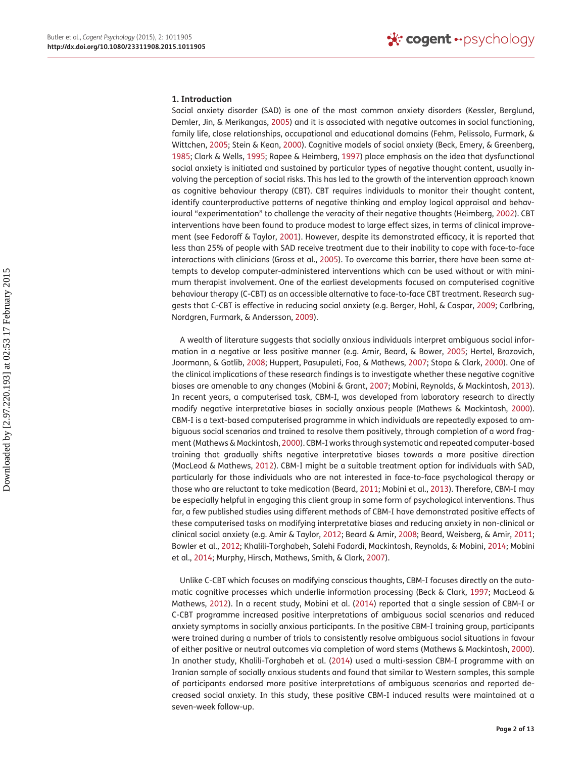## 1. Introduction

Social anxiety disorder (SAD) is one of the most common anxiety disorders (Kessler, Berglund, Demler, Jin, & Merikangas, 2005) and it is associated with negative outcomes in social functioning, family life, close relationships, occupational and educational domains (Fehm, Pelissolo, Furmark, & Wittchen, 2005; Stein & Kean, 2000). Cognitive models of social anxiety (Beck, Emery, & Greenberg, 1985; Clark & Wells, 1995; Rapee & Heimberg, 1997) place emphasis on the idea that dysfunctional social anxiety is initiated and sustained by particular types of negative thought content, usually involving the perception of social risks. This has led to the growth of the intervention approach known as cognitive behaviour therapy (CBT). CBT requires individuals to monitor their thought content, identify counterproductive patterns of negative thinking and employ logical appraisal and behavioural "experimentation" to challenge the veracity of their negative thoughts (Heimberg, 2002). CBT interventions have been found to produce modest to large effect sizes, in terms of clinical improvement (see Fedoroff & Taylor, 2001). However, despite its demonstrated efficacy, it is reported that less than 25% of people with SAD receive treatment due to their inability to cope with face-to-face interactions with clinicians (Gross et al., 2005). To overcome this barrier, there have been some attempts to develop computer-administered interventions which can be used without or with minimum therapist involvement. One of the earliest developments focused on computerised cognitive behaviour therapy (C-CBT) as an accessible alternative to face-to-face CBT treatment. Research suggests that C-CBT is effective in reducing social anxiety (e.g. Berger, Hohl, & Caspar, 2009; Carlbring, Nordgren, Furmark, & Andersson, 2009).

A wealth of literature suggests that socially anxious individuals interpret ambiguous social information in a negative or less positive manner (e.g. Amir, Beard, & Bower, 2005; Hertel, Brozovich, Joormann, & Gotlib, 2008; Huppert, Pasupuleti, Foa, & Mathews, 2007; Stopa & Clark, 2000). One of the clinical implications of these research findings is to investigate whether these negative cognitive biases are amenable to any changes (Mobini & Grant, 2007; Mobini, Reynolds, & Mackintosh, 2013). In recent years, a computerised task, CBM-I, was developed from laboratory research to directly modify negative interpretative biases in socially anxious people (Mathews & Mackintosh, 2000). CBM-I is a text-based computerised programme in which individuals are repeatedly exposed to ambiguous social scenarios and trained to resolve them positively, through completion of a word fragment (Mathews & Mackintosh, 2000). CBM-I works through systematic and repeated computer-based training that gradually shifts negative interpretative biases towards a more positive direction (MacLeod & Mathews, 2012). CBM-I might be a suitable treatment option for individuals with SAD, particularly for those individuals who are not interested in face-to-face psychological therapy or those who are reluctant to take medication (Beard, 2011; Mobini et al., 2013). Therefore, CBM-I may be especially helpful in engaging this client group in some form of psychological interventions. Thus far, a few published studies using different methods of CBM-I have demonstrated positive effects of these computerised tasks on modifying interpretative biases and reducing anxiety in non-clinical or clinical social anxiety (e.g. Amir & Taylor, 2012; Beard & Amir, 2008; Beard, Weisberg, & Amir, 2011; Bowler et al., 2012; Khalili-Torghabeh, Salehi Fadardi, Mackintosh, Reynolds, & Mobini, 2014; Mobini et al., 2014; Murphy, Hirsch, Mathews, Smith, & Clark, 2007).

Unlike C-CBT which focuses on modifying conscious thoughts, CBM-I focuses directly on the automatic cognitive processes which underlie information processing (Beck & Clark, 1997; MacLeod & Mathews, 2012). In a recent study, Mobini et al. (2014) reported that a single session of CBM-I or C-CBT programme increased positive interpretations of ambiguous social scenarios and reduced anxiety symptoms in socially anxious participants. In the positive CBM-I training group, participants were trained during a number of trials to consistently resolve ambiguous social situations in favour of either positive or neutral outcomes via completion of word stems (Mathews & Mackintosh, 2000). In another study, Khalili-Torghabeh et al. (2014) used a multi-session CBM-I programme with an Iranian sample of socially anxious students and found that similar to Western samples, this sample of participants endorsed more positive interpretations of ambiguous scenarios and reported decreased social anxiety. In this study, these positive CBM-I induced results were maintained at a seven-week follow-up.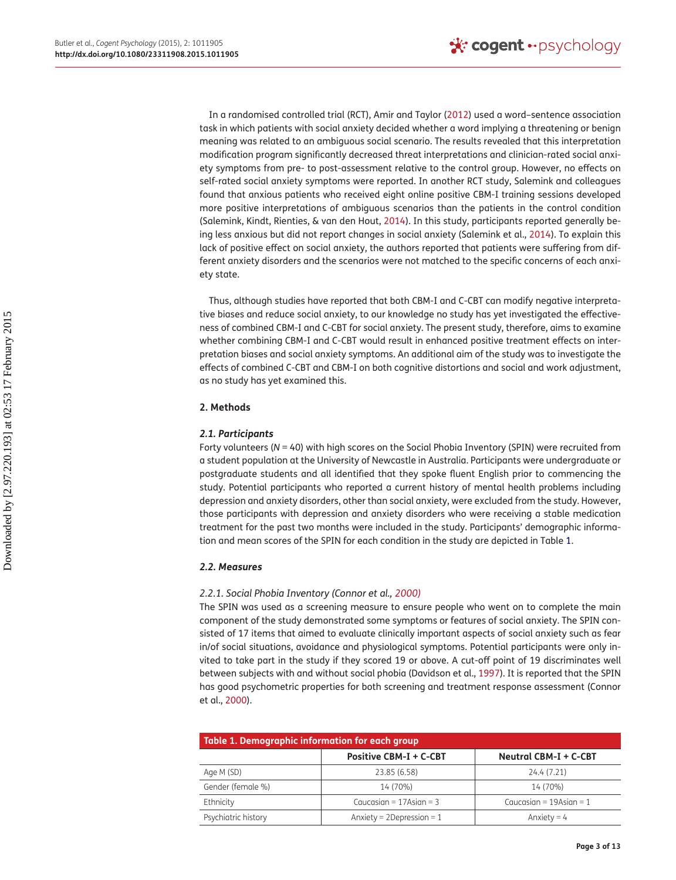In a randomised controlled trial (RCT), Amir and Taylor (2012) used a word–sentence association task in which patients with social anxiety decided whether a word implying a threatening or benign meaning was related to an ambiguous social scenario. The results revealed that this interpretation modification program significantly decreased threat interpretations and clinician-rated social anxiety symptoms from pre- to post-assessment relative to the control group. However, no effects on self-rated social anxiety symptoms were reported. In another RCT study, Salemink and colleagues found that anxious patients who received eight online positive CBM-I training sessions developed more positive interpretations of ambiguous scenarios than the patients in the control condition (Salemink, Kindt, Rienties, & van den Hout, 2014). In this study, participants reported generally being less anxious but did not report changes in social anxiety (Salemink et al., 2014). To explain this lack of positive effect on social anxiety, the authors reported that patients were suffering from different anxiety disorders and the scenarios were not matched to the specific concerns of each anxiety state.

Thus, although studies have reported that both CBM-I and C-CBT can modify negative interpretative biases and reduce social anxiety, to our knowledge no study has yet investigated the effectiveness of combined CBM-I and C-CBT for social anxiety. The present study, therefore, aims to examine whether combining CBM-I and C-CBT would result in enhanced positive treatment effects on interpretation biases and social anxiety symptoms. An additional aim of the study was to investigate the effects of combined C-CBT and CBM-I on both cognitive distortions and social and work adjustment, as no study has yet examined this.

## 2. Methods

### 2.1. Participants

Forty volunteers ($N = 40$) with high scores on the Social Phobia Inventory (SPIN) were recruited from a student population at the University of Newcastle in Australia. Participants were undergraduate or postgraduate students and all identified that they spoke fluent English prior to commencing the study. Potential participants who reported a current history of mental health problems including depression and anxiety disorders, other than social anxiety, were excluded from the study. However, those participants with depression and anxiety disorders who were receiving a stable medication treatment for the past two months were included in the study. Participants' demographic information and mean scores of the SPIN for each condition in the study are depicted in Table 1.

### 2.2. Measures

#### *2.2.1. Social Phobia Inventory (Connor et al., 2000)*

The SPIN was used as a screening measure to ensure people who went on to complete the main component of the study demonstrated some symptoms or features of social anxiety. The SPIN consisted of 17 items that aimed to evaluate clinically important aspects of social anxiety such as fear in/of social situations, avoidance and physiological symptoms. Potential participants were only invited to take part in the study if they scored 19 or above. A cut-off point of 19 discriminates well between subjects with and without social phobia (Davidson et al., 1997). It is reported that the SPIN has good psychometric properties for both screening and treatment response assessment (Connor et al., 2000).

**Table 1. Demographic information for each group**

| | Positive CBM-I + C-CBT | Neutral CBM-I + C-CBT |
|---|---|---|
| Age M (SD) | 23.85 (6.58) | 24.4 (7.21) |
| Gender (female %) | 14 (70%) | 14 (70%) |
| Ethnicity | Caucasian = 17Asian = 3 | Caucasian = 19Asian = 1 |
| Psychiatric history | Anxiety = 2Depression = 1 | Anxiety = 4 |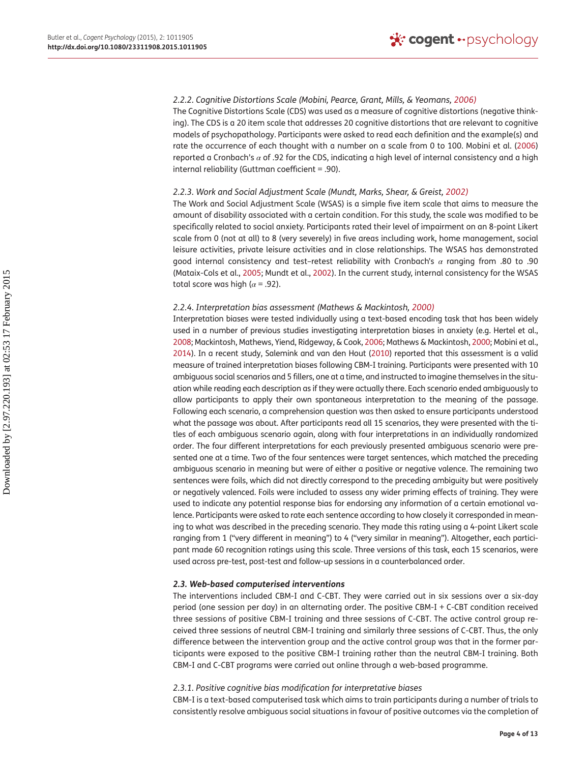#### 2.2.2. Cognitive Distortions Scale (Mobini, Pearce, Grant, Mills, & Yeomans, 2006)

The Cognitive Distortions Scale (CDS) was used as a measure of cognitive distortions (negative thinking). The CDS is a 20 item scale that addresses 20 cognitive distortions that are relevant to cognitive models of psychopathology. Participants were asked to read each definition and the example(s) and rate the occurrence of each thought with a number on a scale from 0 to 100. Mobini et al. (2006) reported a Cronbach's $\alpha$ of .92 for the CDS, indicating a high level of internal consistency and a high internal reliability (Guttman coefficient = .90).

#### 2.2.3. Work and Social Adjustment Scale (Mundt, Marks, Shear, & Greist, 2002)

The Work and Social Adjustment Scale (WSAS) is a simple five item scale that aims to measure the amount of disability associated with a certain condition. For this study, the scale was modified to be specifically related to social anxiety. Participants rated their level of impairment on an 8-point Likert scale from 0 (not at all) to 8 (very severely) in five areas including work, home management, social leisure activities, private leisure activities and in close relationships. The WSAS has demonstrated good internal consistency and test–retest reliability with Cronbach's $\alpha$ ranging from .80 to .90 (Mataix-Cols et al., 2005; Mundt et al., 2002). In the current study, internal consistency for the WSAS total score was high ($\alpha$ = .92).

#### 2.2.4. Interpretation bias assessment (Mathews & Mackintosh, 2000)

Interpretation biases were tested individually using a text-based encoding task that has been widely used in a number of previous studies investigating interpretation biases in anxiety (e.g. Hertel et al., 2008; Mackintosh, Mathews, Yiend, Ridgeway, & Cook, 2006; Mathews & Mackintosh, 2000; Mobini et al., 2014). In a recent study, Salemink and van den Hout (2010) reported that this assessment is a valid measure of trained interpretation biases following CBM-I training. Participants were presented with 10 ambiguous social scenarios and 5 fillers, one at a time, and instructed to imagine themselves in the situation while reading each description as if they were actually there. Each scenario ended ambiguously to allow participants to apply their own spontaneous interpretation to the meaning of the passage. Following each scenario, a comprehension question was then asked to ensure participants understood what the passage was about. After participants read all 15 scenarios, they were presented with the titles of each ambiguous scenario again, along with four interpretations in an individually randomized order. The four different interpretations for each previously presented ambiguous scenario were presented one at a time. Two of the four sentences were target sentences, which matched the preceding ambiguous scenario in meaning but were of either a positive or negative valence. The remaining two sentences were foils, which did not directly correspond to the preceding ambiguity but were positively or negatively valenced. Foils were included to assess any wider priming effects of training. They were used to indicate any potential response bias for endorsing any information of a certain emotional valence. Participants were asked to rate each sentence according to how closely it corresponded in meaning to what was described in the preceding scenario. They made this rating using a 4-point Likert scale ranging from 1 ("very different in meaning") to 4 ("very similar in meaning"). Altogether, each participant made 60 recognition ratings using this scale. Three versions of this task, each 15 scenarios, were used across pre-test, post-test and follow-up sessions in a counterbalanced order.

### 2.3. Web-based computerised interventions

The interventions included CBM-I and C-CBT. They were carried out in six sessions over a six-day period (one session per day) in an alternating order. The positive CBM-I + C-CBT condition received three sessions of positive CBM-I training and three sessions of C-CBT. The active control group received three sessions of neutral CBM-I training and similarly three sessions of C-CBT. Thus, the only difference between the intervention group and the active control group was that in the former participants were exposed to the positive CBM-I training rather than the neutral CBM-I training. Both CBM-I and C-CBT programs were carried out online through a web-based programme.

#### 2.3.1. Positive cognitive bias modification for interpretative biases

CBM-I is a text-based computerised task which aims to train participants during a number of trials to consistently resolve ambiguous social situations in favour of positive outcomes via the completion of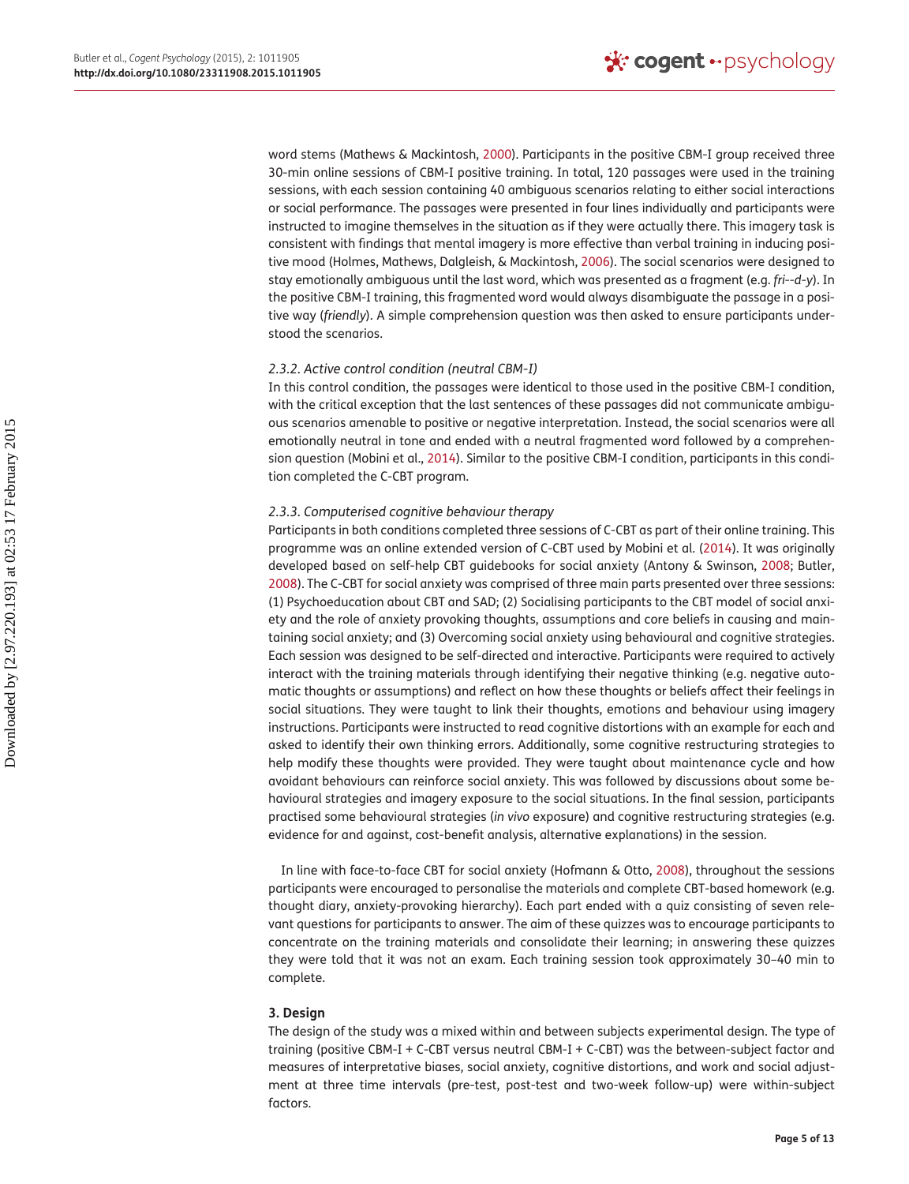word stems (Mathews & Mackintosh, 2000). Participants in the positive CBM-I group received three 30-min online sessions of CBM-I positive training. In total, 120 passages were used in the training sessions, with each session containing 40 ambiguous scenarios relating to either social interactions or social performance. The passages were presented in four lines individually and participants were instructed to imagine themselves in the situation as if they were actually there. This imagery task is consistent with findings that mental imagery is more effective than verbal training in inducing positive mood (Holmes, Mathews, Dalgleish, & Mackintosh, 2006). The social scenarios were designed to stay emotionally ambiguous until the last word, which was presented as a fragment (e.g. *fri--d-y*). In the positive CBM-I training, this fragmented word would always disambiguate the passage in a positive way (*friendly*). A simple comprehension question was then asked to ensure participants understood the scenarios.

#### *2.3.2. Active control condition (neutral CBM-I)*

In this control condition, the passages were identical to those used in the positive CBM-I condition, with the critical exception that the last sentences of these passages did not communicate ambiguous scenarios amenable to positive or negative interpretation. Instead, the social scenarios were all emotionally neutral in tone and ended with a neutral fragmented word followed by a comprehension question (Mobini et al., 2014). Similar to the positive CBM-I condition, participants in this condition completed the C-CBT program.

#### *2.3.3. Computerised cognitive behaviour therapy*

Participants in both conditions completed three sessions of C-CBT as part of their online training. This programme was an online extended version of C-CBT used by Mobini et al. (2014). It was originally developed based on self-help CBT guidebooks for social anxiety (Antony & Swinson, 2008; Butler, 2008). The C-CBT for social anxiety was comprised of three main parts presented over three sessions: (1) Psychoeducation about CBT and SAD; (2) Socialising participants to the CBT model of social anxiety and the role of anxiety provoking thoughts, assumptions and core beliefs in causing and maintaining social anxiety; and (3) Overcoming social anxiety using behavioural and cognitive strategies. Each session was designed to be self-directed and interactive. Participants were required to actively interact with the training materials through identifying their negative thinking (e.g. negative automatic thoughts or assumptions) and reflect on how these thoughts or beliefs affect their feelings in social situations. They were taught to link their thoughts, emotions and behaviour using imagery instructions. Participants were instructed to read cognitive distortions with an example for each and asked to identify their own thinking errors. Additionally, some cognitive restructuring strategies to help modify these thoughts were provided. They were taught about maintenance cycle and how avoidant behaviours can reinforce social anxiety. This was followed by discussions about some behavioural strategies and imagery exposure to the social situations. In the final session, participants practised some behavioural strategies (*in vivo* exposure) and cognitive restructuring strategies (e.g. evidence for and against, cost-benefit analysis, alternative explanations) in the session.

In line with face-to-face CBT for social anxiety (Hofmann & Otto, 2008), throughout the sessions participants were encouraged to personalise the materials and complete CBT-based homework (e.g. thought diary, anxiety-provoking hierarchy). Each part ended with a quiz consisting of seven relevant questions for participants to answer. The aim of these quizzes was to encourage participants to concentrate on the training materials and consolidate their learning; in answering these quizzes they were told that it was not an exam. Each training session took approximately 30–40 min to complete.

## 3. Design

The design of the study was a mixed within and between subjects experimental design. The type of training (positive CBM-I + C-CBT versus neutral CBM-I + C-CBT) was the between-subject factor and measures of interpretative biases, social anxiety, cognitive distortions, and work and social adjustment at three time intervals (pre-test, post-test and two-week follow-up) were within-subject factors.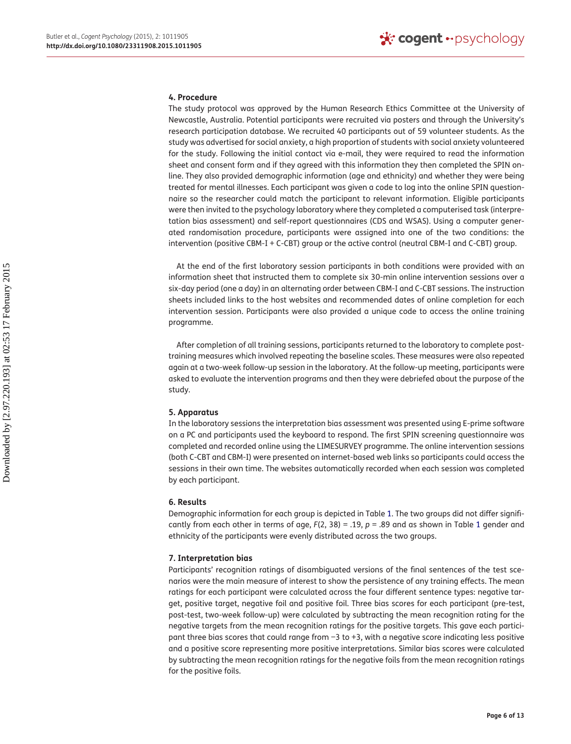## 4. Procedure

The study protocol was approved by the Human Research Ethics Committee at the University of Newcastle, Australia. Potential participants were recruited via posters and through the University's research participation database. We recruited 40 participants out of 59 volunteer students. As the study was advertised for social anxiety, a high proportion of students with social anxiety volunteered for the study. Following the initial contact via e-mail, they were required to read the information sheet and consent form and if they agreed with this information they then completed the SPIN online. They also provided demographic information (age and ethnicity) and whether they were being treated for mental illnesses. Each participant was given a code to log into the online SPIN questionnaire so the researcher could match the participant to relevant information. Eligible participants were then invited to the psychology laboratory where they completed a computerised task (interpretation bias assessment) and self-report questionnaires (CDS and WSAS). Using a computer generated randomisation procedure, participants were assigned into one of the two conditions: the intervention (positive CBM-I + C-CBT) group or the active control (neutral CBM-I and C-CBT) group.

At the end of the first laboratory session participants in both conditions were provided with an information sheet that instructed them to complete six 30-min online intervention sessions over a six-day period (one a day) in an alternating order between CBM-I and C-CBT sessions. The instruction sheets included links to the host websites and recommended dates of online completion for each intervention session. Participants were also provided a unique code to access the online training programme.

After completion of all training sessions, participants returned to the laboratory to complete post-training measures which involved repeating the baseline scales. These measures were also repeated again at a two-week follow-up session in the laboratory. At the follow-up meeting, participants were asked to evaluate the intervention programs and then they were debriefed about the purpose of the study.

## 5. Apparatus

In the laboratory sessions the interpretation bias assessment was presented using E-prime software on a PC and participants used the keyboard to respond. The first SPIN screening questionnaire was completed and recorded online using the LIMESURVEY programme. The online intervention sessions (both C-CBT and CBM-I) were presented on internet-based web links so participants could access the sessions in their own time. The websites automatically recorded when each session was completed by each participant.

## 6. Results

Demographic information for each group is depicted in Table 1. The two groups did not differ significantly from each other in terms of age, $F(2, 38) = .19$, $p = .89$ and as shown in Table 1 gender and ethnicity of the participants were evenly distributed across the two groups.

## 7. Interpretation bias

Participants' recognition ratings of disambiguated versions of the final sentences of the test scenarios were the main measure of interest to show the persistence of any training effects. The mean ratings for each participant were calculated across the four different sentence types: negative target, positive target, negative foil and positive foil. Three bias scores for each participant (pre-test, post-test, two-week follow-up) were calculated by subtracting the mean recognition rating for the negative targets from the mean recognition ratings for the positive targets. This gave each participant three bias scores that could range from −3 to +3, with a negative score indicating less positive and a positive score representing more positive interpretations. Similar bias scores were calculated by subtracting the mean recognition ratings for the negative foils from the mean recognition ratings for the positive foils.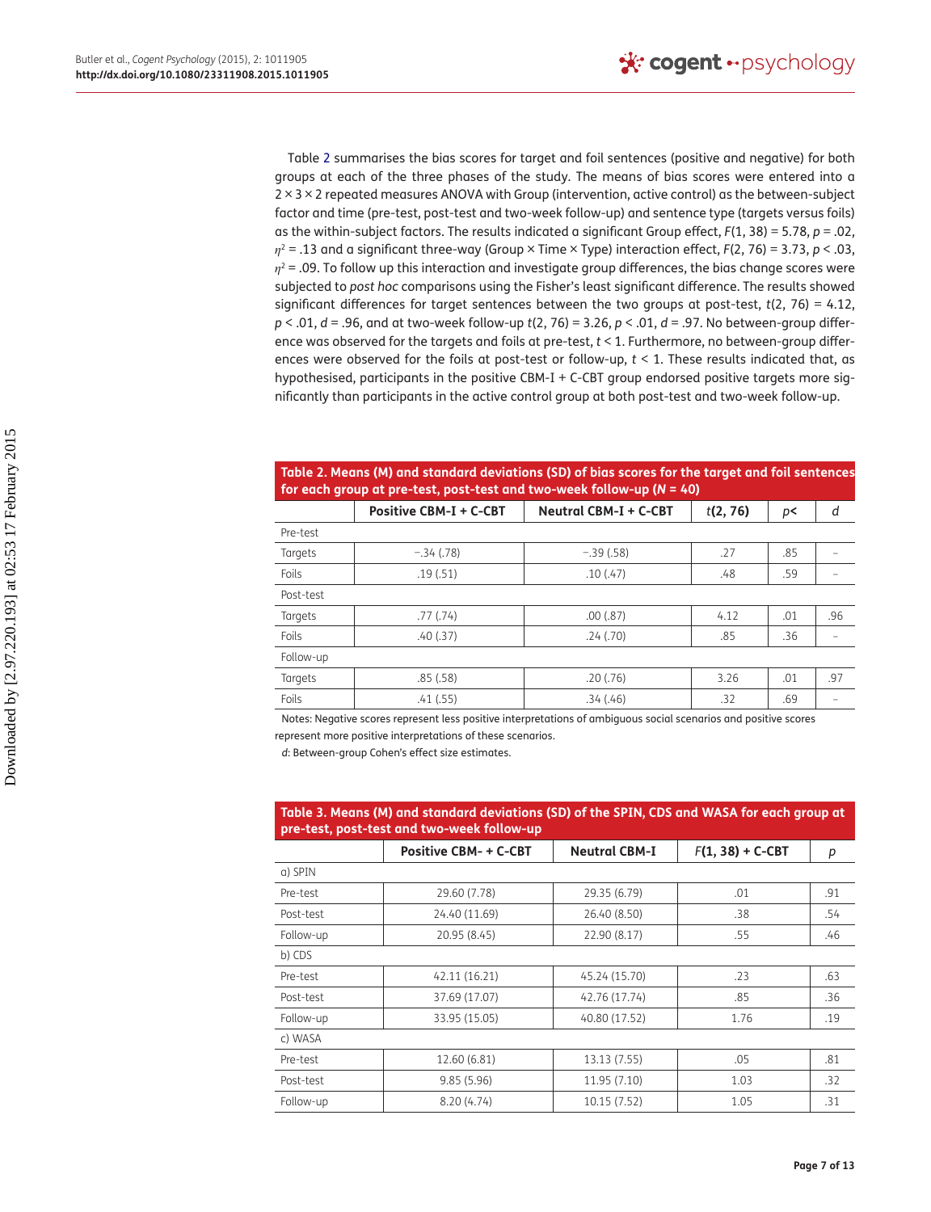Table 2 summarises the bias scores for target and foil sentences (positive and negative) for both groups at each of the three phases of the study. The means of bias scores were entered into a 2 × 3 × 2 repeated measures ANOVA with Group (intervention, active control) as the between-subject factor and time (pre-test, post-test and two-week follow-up) and sentence type (targets versus foils) as the within-subject factors. The results indicated a significant Group effect, $F(1, 38) = 5.78$, $p = .02$, $\eta^2 = .13$ and a significant three-way (Group × Time × Type) interaction effect, $F(2, 76) = 3.73$, $p < .03$, $\eta^2 = .09$. To follow up this interaction and investigate group differences, the bias change scores were subjected to *post hoc* comparisons using the Fisher's least significant difference. The results showed significant differences for target sentences between the two groups at post-test, $t(2, 76) = 4.12$, $p < .01$, $d = .96$, and at two-week follow-up $t(2, 76) = 3.26$, $p < .01$, $d = .97$. No between-group difference was observed for the targets and foils at pre-test, $t < 1$. Furthermore, no between-group differences were observed for the foils at post-test or follow-up, $t < 1$. These results indicated that, as hypothesised, participants in the positive CBM-I + C-CBT group endorsed positive targets more significantly than participants in the active control group at both post-test and two-week follow-up.

**Table 2. Means (M) and standard deviations (SD) of bias scores for the target and foil sentences for each group at pre-test, post-test and two-week follow-up (*N* = 40)**

| | Positive CBM-I + C-CBT | Neutral CBM-I + C-CBT | $t(2, 76)$ | $p<$ | $d$ |
|---|---|---|---|---|---|
| Pre-test | | | | | |
| Targets | −.34 (.78) | −.39 (.58) | .27 | .85 | – |
| Foils | .19 (.51) | .10 (.47) | .48 | .59 | – |
| Post-test | | | | | |
| Targets | .77 (.74) | .00 (.87) | 4.12 | .01 | .96 |
| Foils | .40 (.37) | .24 (.70) | .85 | .36 | – |
| Follow-up | | | | | |
| Targets | .85 (.58) | .20 (.76) | 3.26 | .01 | .97 |
| Foils | .41 (.55) | .34 (.46) | .32 | .69 | – |

Notes: Negative scores represent less positive interpretations of ambiguous social scenarios and positive scores represent more positive interpretations of these scenarios.

*d*: Between-group Cohen's effect size estimates.

**Table 3. Means (M) and standard deviations (SD) of the SPIN, CDS and WASA for each group at pre-test, post-test and two-week follow-up**

| | Positive CBM- + C-CBT | Neutral CBM-I | $F(1, 38)$ + C-CBT | $p$ |
|---|---|---|---|---|
| a) SPIN | | | | |
| Pre-test | 29.60 (7.78) | 29.35 (6.79) | .01 | .91 |
| Post-test | 24.40 (11.69) | 26.40 (8.50) | .38 | .54 |
| Follow-up | 20.95 (8.45) | 22.90 (8.17) | .55 | .46 |
| b) CDS | | | | |
| Pre-test | 42.11 (16.21) | 45.24 (15.70) | .23 | .63 |
| Post-test | 37.69 (17.07) | 42.76 (17.74) | .85 | .36 |
| Follow-up | 33.95 (15.05) | 40.80 (17.52) | 1.76 | .19 |
| c) WASA | | | | |
| Pre-test | 12.60 (6.81) | 13.13 (7.55) | .05 | .81 |
| Post-test | 9.85 (5.96) | 11.95 (7.10) | 1.03 | .32 |
| Follow-up | 8.20 (4.74) | 10.15 (7.52) | 1.05 | .31 |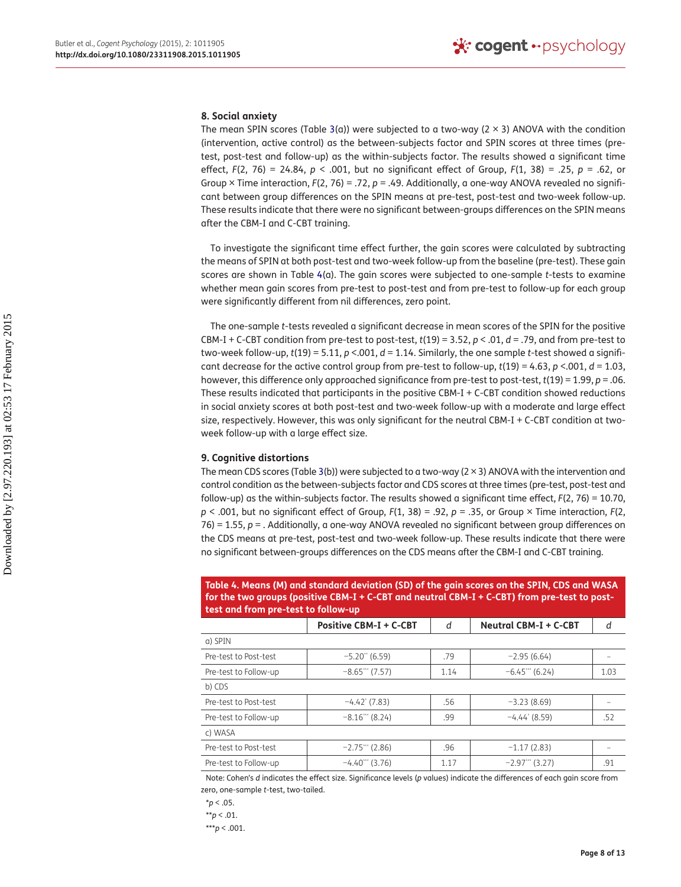## 8. Social anxiety

The mean SPIN scores (Table 3(a)) were subjected to a two-way (2 × 3) ANOVA with the condition (intervention, active control) as the between-subjects factor and SPIN scores at three times (pre-test, post-test and follow-up) as the within-subjects factor. The results showed a significant time effect, $F(2, 76) = 24.84$, $p < .001$, but no significant effect of Group, $F(1, 38) = .25$, $p = .62$, or Group × Time interaction, $F(2, 76) = .72$, $p = .49$. Additionally, a one-way ANOVA revealed no significant between group differences on the SPIN means at pre-test, post-test and two-week follow-up. These results indicate that there were no significant between-groups differences on the SPIN means after the CBM-I and C-CBT training.

To investigate the significant time effect further, the gain scores were calculated by subtracting the means of SPIN at both post-test and two-week follow-up from the baseline (pre-test). These gain scores are shown in Table 4(a). The gain scores were subjected to one-sample *t*-tests to examine whether mean gain scores from pre-test to post-test and from pre-test to follow-up for each group were significantly different from nil differences, zero point.

The one-sample *t*-tests revealed a significant decrease in mean scores of the SPIN for the positive CBM-I + C-CBT condition from pre-test to post-test, $t(19) = 3.52$, $p < .01$, $d = .79$, and from pre-test to two-week follow-up, $t(19) = 5.11$, $p < .001$, $d = 1.14$. Similarly, the one sample *t*-test showed a significant decrease for the active control group from pre-test to follow-up, $t(19) = 4.63$, $p < .001$, $d = 1.03$, however, this difference only approached significance from pre-test to post-test, $t(19) = 1.99$, $p = .06$. These results indicated that participants in the positive CBM-I + C-CBT condition showed reductions in social anxiety scores at both post-test and two-week follow-up with a moderate and large effect size, respectively. However, this was only significant for the neutral CBM-I + C-CBT condition at two-week follow-up with a large effect size.

## 9. Cognitive distortions

The mean CDS scores (Table 3(b)) were subjected to a two-way (2 × 3) ANOVA with the intervention and control condition as the between-subjects factor and CDS scores at three times (pre-test, post-test and follow-up) as the within-subjects factor. The results showed a significant time effect, $F(2, 76) = 10.70$, $p < .001$, but no significant effect of Group, $F(1, 38) = .92$, $p = .35$, or Group × Time interaction, $F(2, 76) = 1.55$, $p = $ . Additionally, a one-way ANOVA revealed no significant between group differences on the CDS means at pre-test, post-test and two-week follow-up. These results indicate that there were no significant between-groups differences on the CDS means after the CBM-I and C-CBT training.

**Table 4. Means (M) and standard deviation (SD) of the gain scores on the SPIN, CDS and WASA for the two groups (positive CBM-I + C-CBT and neutral CBM-I + C-CBT) from pre-test to post-test and from pre-test to follow-up**

| | Positive CBM-I + C-CBT | *d* | Neutral CBM-I + C-CBT | *d* |
|---|---|---|---|---|
| a) SPIN | | | | |
| Pre-test to Post-test | −5.20** (6.59) | .79 | −2.95 (6.64) | – |
| Pre-test to Follow-up | −8.65*** (7.57) | 1.14 | −6.45*** (6.24) | 1.03 |
| b) CDS | | | | |
| Pre-test to Post-test | −4.42* (7.83) | .56 | −3.23 (8.69) | – |
| Pre-test to Follow-up | −8.16*** (8.24) | .99 | −4.44* (8.59) | .52 |
| c) WASA | | | | |
| Pre-test to Post-test | −2.75*** (2.86) | .96 | −1.17 (2.83) | – |
| Pre-test to Follow-up | −4.40*** (3.76) | 1.17 | −2.97*** (3.27) | .91 |

Note: Cohen's *d* indicates the effect size. Significance levels (*p* values) indicate the differences of each gain score from zero, one-sample *t*-test, two-tailed.

*$p < .05$.

**$p < .01$.

***$p < .001$.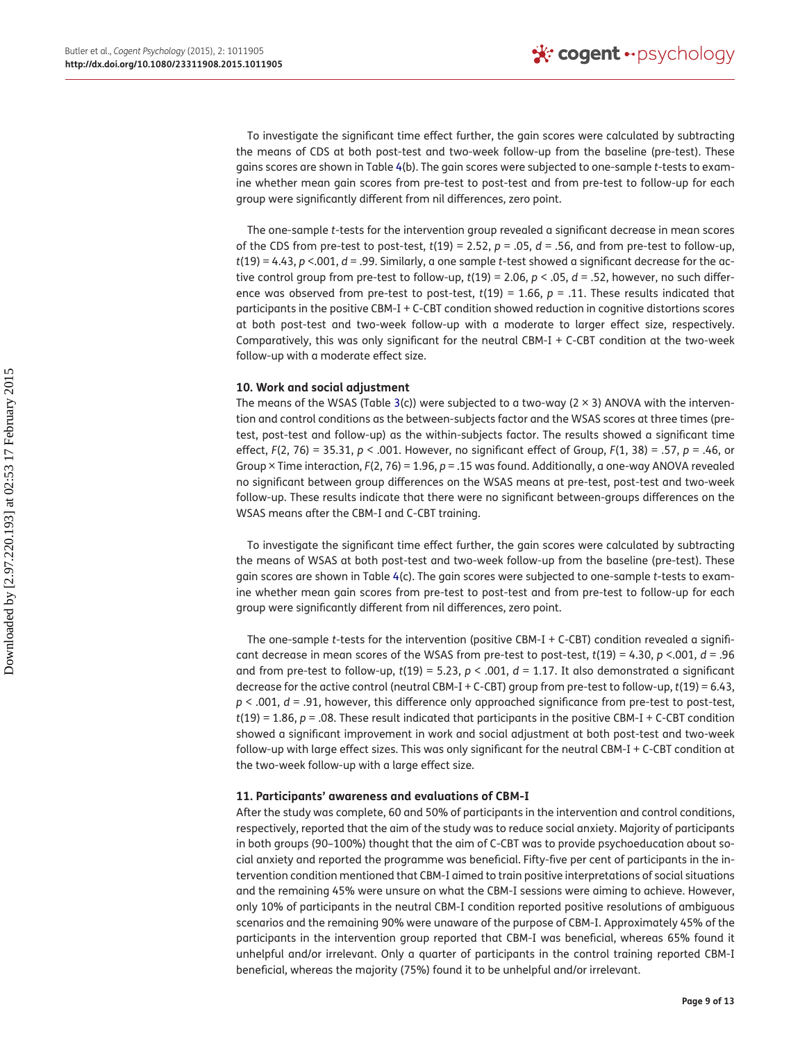To investigate the significant time effect further, the gain scores were calculated by subtracting the means of CDS at both post-test and two-week follow-up from the baseline (pre-test). These gains scores are shown in Table 4(b). The gain scores were subjected to one-sample *t*-tests to examine whether mean gain scores from pre-test to post-test and from pre-test to follow-up for each group were significantly different from nil differences, zero point.

The one-sample *t*-tests for the intervention group revealed a significant decrease in mean scores of the CDS from pre-test to post-test, $t(19) = 2.52$, $p = .05$, $d = .56$, and from pre-test to follow-up, $t(19) = 4.43$, $p < .001$, $d = .99$. Similarly, a one sample *t*-test showed a significant decrease for the active control group from pre-test to follow-up, $t(19) = 2.06$, $p < .05$, $d = .52$, however, no such difference was observed from pre-test to post-test, $t(19) = 1.66$, $p = .11$. These results indicated that participants in the positive CBM-I + C-CBT condition showed reduction in cognitive distortions scores at both post-test and two-week follow-up with a moderate to larger effect size, respectively. Comparatively, this was only significant for the neutral CBM-I + C-CBT condition at the two-week follow-up with a moderate effect size.

### 10. Work and social adjustment

The means of the WSAS (Table 3(c)) were subjected to a two-way (2 × 3) ANOVA with the intervention and control conditions as the between-subjects factor and the WSAS scores at three times (pre-test, post-test and follow-up) as the within-subjects factor. The results showed a significant time effect, $F(2, 76) = 35.31$, $p < .001$. However, no significant effect of Group, $F(1, 38) = .57$, $p = .46$, or Group × Time interaction, $F(2, 76) = 1.96$, $p = .15$ was found. Additionally, a one-way ANOVA revealed no significant between group differences on the WSAS means at pre-test, post-test and two-week follow-up. These results indicate that there were no significant between-groups differences on the WSAS means after the CBM-I and C-CBT training.

To investigate the significant time effect further, the gain scores were calculated by subtracting the means of WSAS at both post-test and two-week follow-up from the baseline (pre-test). These gain scores are shown in Table 4(c). The gain scores were subjected to one-sample *t*-tests to examine whether mean gain scores from pre-test to post-test and from pre-test to follow-up for each group were significantly different from nil differences, zero point.

The one-sample *t*-tests for the intervention (positive CBM-I + C-CBT) condition revealed a significant decrease in mean scores of the WSAS from pre-test to post-test, $t(19) = 4.30$, $p < .001$, $d = .96$ and from pre-test to follow-up, $t(19) = 5.23$, $p < .001$, $d = 1.17$. It also demonstrated a significant decrease for the active control (neutral CBM-I + C-CBT) group from pre-test to follow-up, $t(19) = 6.43$, $p < .001$, $d = .91$, however, this difference only approached significance from pre-test to post-test, $t(19) = 1.86$, $p = .08$. These result indicated that participants in the positive CBM-I + C-CBT condition showed a significant improvement in work and social adjustment at both post-test and two-week follow-up with large effect sizes. This was only significant for the neutral CBM-I + C-CBT condition at the two-week follow-up with a large effect size.

### 11. Participants' awareness and evaluations of CBM-I

After the study was complete, 60 and 50% of participants in the intervention and control conditions, respectively, reported that the aim of the study was to reduce social anxiety. Majority of participants in both groups (90–100%) thought that the aim of C-CBT was to provide psychoeducation about social anxiety and reported the programme was beneficial. Fifty-five per cent of participants in the intervention condition mentioned that CBM-I aimed to train positive interpretations of social situations and the remaining 45% were unsure on what the CBM-I sessions were aiming to achieve. However, only 10% of participants in the neutral CBM-I condition reported positive resolutions of ambiguous scenarios and the remaining 90% were unaware of the purpose of CBM-I. Approximately 45% of the participants in the intervention group reported that CBM-I was beneficial, whereas 65% found it unhelpful and/or irrelevant. Only a quarter of participants in the control training reported CBM-I beneficial, whereas the majority (75%) found it to be unhelpful and/or irrelevant.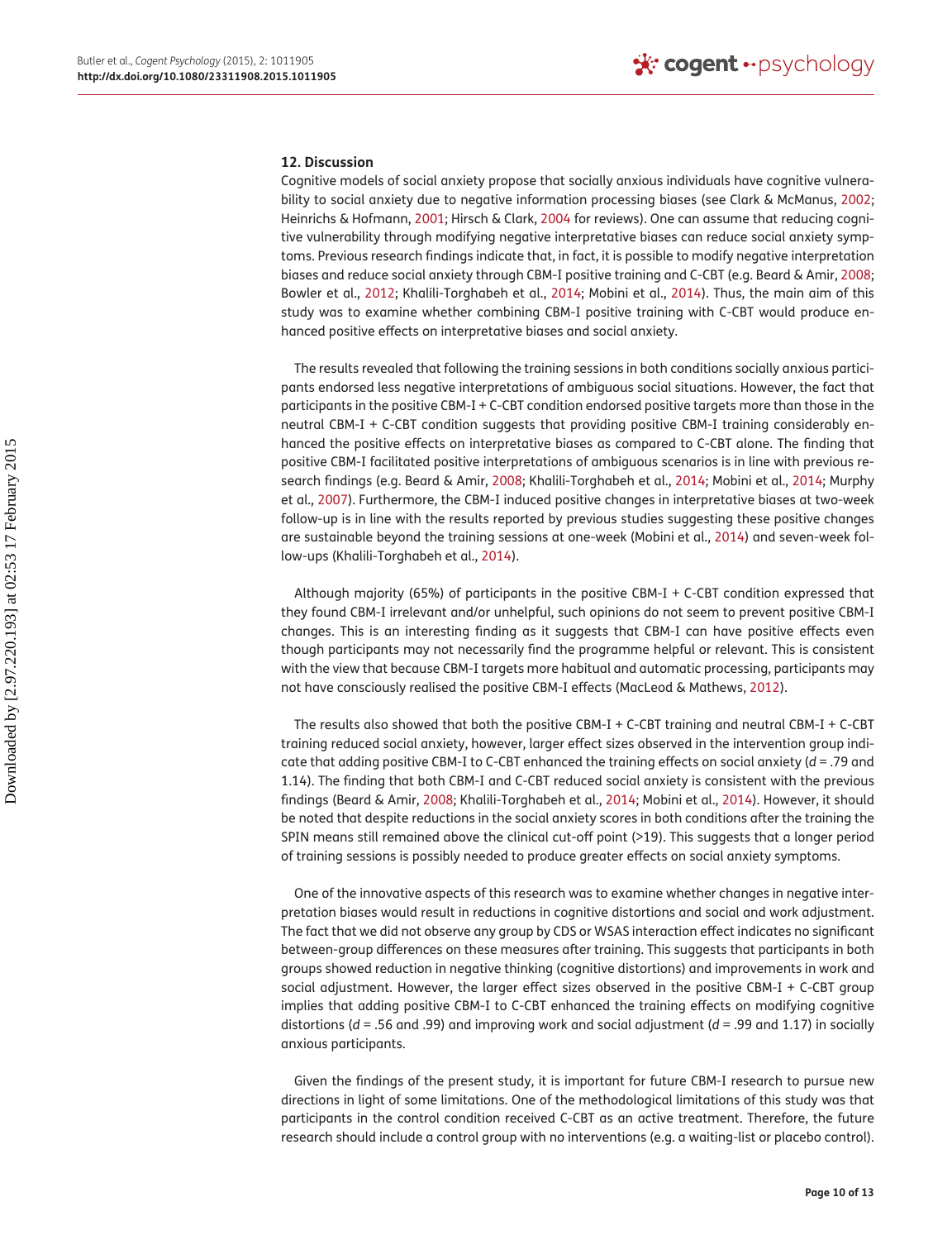## 12. Discussion

Cognitive models of social anxiety propose that socially anxious individuals have cognitive vulnerability to social anxiety due to negative information processing biases (see Clark & McManus, 2002; Heinrichs & Hofmann, 2001; Hirsch & Clark, 2004 for reviews). One can assume that reducing cognitive vulnerability through modifying negative interpretative biases can reduce social anxiety symptoms. Previous research findings indicate that, in fact, it is possible to modify negative interpretation biases and reduce social anxiety through CBM-I positive training and C-CBT (e.g. Beard & Amir, 2008; Bowler et al., 2012; Khalili-Torghabeh et al., 2014; Mobini et al., 2014). Thus, the main aim of this study was to examine whether combining CBM-I positive training with C-CBT would produce enhanced positive effects on interpretative biases and social anxiety.

The results revealed that following the training sessions in both conditions socially anxious participants endorsed less negative interpretations of ambiguous social situations. However, the fact that participants in the positive CBM-I + C-CBT condition endorsed positive targets more than those in the neutral CBM-I + C-CBT condition suggests that providing positive CBM-I training considerably enhanced the positive effects on interpretative biases as compared to C-CBT alone. The finding that positive CBM-I facilitated positive interpretations of ambiguous scenarios is in line with previous research findings (e.g. Beard & Amir, 2008; Khalili-Torghabeh et al., 2014; Mobini et al., 2014; Murphy et al., 2007). Furthermore, the CBM-I induced positive changes in interpretative biases at two-week follow-up is in line with the results reported by previous studies suggesting these positive changes are sustainable beyond the training sessions at one-week (Mobini et al., 2014) and seven-week follow-ups (Khalili-Torghabeh et al., 2014).

Although majority (65%) of participants in the positive CBM-I + C-CBT condition expressed that they found CBM-I irrelevant and/or unhelpful, such opinions do not seem to prevent positive CBM-I changes. This is an interesting finding as it suggests that CBM-I can have positive effects even though participants may not necessarily find the programme helpful or relevant. This is consistent with the view that because CBM-I targets more habitual and automatic processing, participants may not have consciously realised the positive CBM-I effects (MacLeod & Mathews, 2012).

The results also showed that both the positive CBM-I + C-CBT training and neutral CBM-I + C-CBT training reduced social anxiety, however, larger effect sizes observed in the intervention group indicate that adding positive CBM-I to C-CBT enhanced the training effects on social anxiety ($d = .79$ and 1.14). The finding that both CBM-I and C-CBT reduced social anxiety is consistent with the previous findings (Beard & Amir, 2008; Khalili-Torghabeh et al., 2014; Mobini et al., 2014). However, it should be noted that despite reductions in the social anxiety scores in both conditions after the training the SPIN means still remained above the clinical cut-off point (>19). This suggests that a longer period of training sessions is possibly needed to produce greater effects on social anxiety symptoms.

One of the innovative aspects of this research was to examine whether changes in negative interpretation biases would result in reductions in cognitive distortions and social and work adjustment. The fact that we did not observe any group by CDS or WSAS interaction effect indicates no significant between-group differences on these measures after training. This suggests that participants in both groups showed reduction in negative thinking (cognitive distortions) and improvements in work and social adjustment. However, the larger effect sizes observed in the positive CBM-I + C-CBT group implies that adding positive CBM-I to C-CBT enhanced the training effects on modifying cognitive distortions ($d = .56$ and .99) and improving work and social adjustment ($d = .99$ and 1.17) in socially anxious participants.

Given the findings of the present study, it is important for future CBM-I research to pursue new directions in light of some limitations. One of the methodological limitations of this study was that participants in the control condition received C-CBT as an active treatment. Therefore, the future research should include a control group with no interventions (e.g. a waiting-list or placebo control).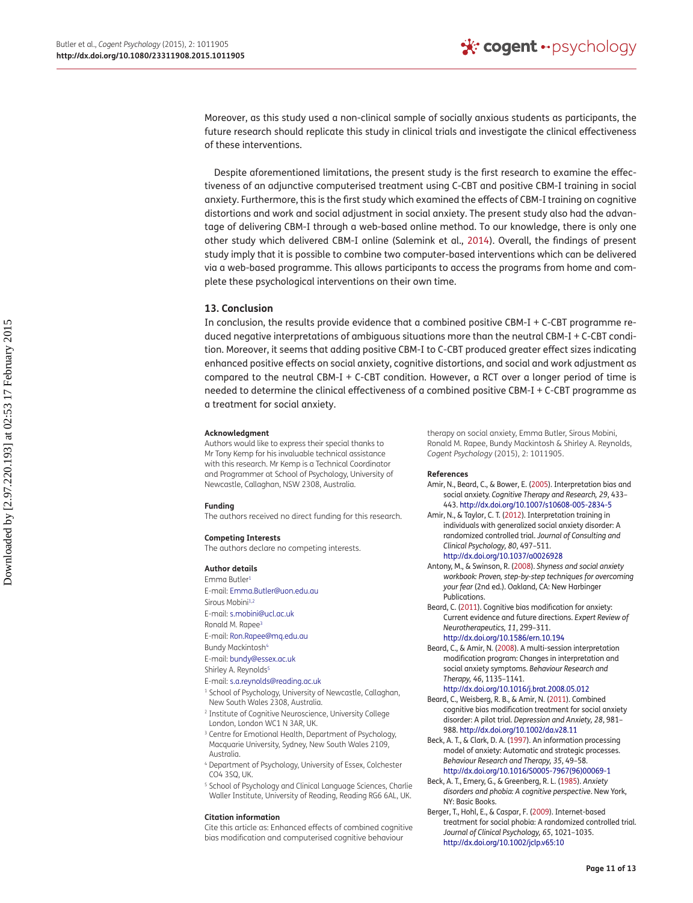Moreover, as this study used a non-clinical sample of socially anxious students as participants, the future research should replicate this study in clinical trials and investigate the clinical effectiveness of these interventions.

Despite aforementioned limitations, the present study is the first research to examine the effectiveness of an adjunctive computerised treatment using C-CBT and positive CBM-I training in social anxiety. Furthermore, this is the first study which examined the effects of CBM-I training on cognitive distortions and work and social adjustment in social anxiety. The present study also had the advantage of delivering CBM-I through a web-based online method. To our knowledge, there is only one other study which delivered CBM-I online (Salemink et al., 2014). Overall, the findings of present study imply that it is possible to combine two computer-based interventions which can be delivered via a web-based programme. This allows participants to access the programs from home and complete these psychological interventions on their own time.

## 13. Conclusion

In conclusion, the results provide evidence that a combined positive CBM-I + C-CBT programme reduced negative interpretations of ambiguous situations more than the neutral CBM-I + C-CBT condition. Moreover, it seems that adding positive CBM-I to C-CBT produced greater effect sizes indicating enhanced positive effects on social anxiety, cognitive distortions, and social and work adjustment as compared to the neutral CBM-I + C-CBT condition. However, a RCT over a longer period of time is needed to determine the clinical effectiveness of a combined positive CBM-I + C-CBT programme as a treatment for social anxiety.

#### Acknowledgment

Authors would like to express their special thanks to Mr Tony Kemp for his invaluable technical assistance with this research. Mr Kemp is a Technical Coordinator and Programmer at School of Psychology, University of Newcastle, Callaghan, NSW 2308, Australia.

#### Funding

The authors received no direct funding for this research.

#### Competing Interests

The authors declare no competing interests.

#### Author details

Emma Butler[1]
E-mail: Emma.Butler@uon.edu.au
Sirous Mobini[1,2]
E-mail: s.mobini@ucl.ac.uk
Ronald M. Rapee[3]
E-mail: Ron.Rapee@mq.edu.au
Bundy Mackintosh[4]
E-mail: bundy@essex.ac.uk
Shirley A. Reynolds[5]
E-mail: s.a.reynolds@reading.ac.uk

[1] School of Psychology, University of Newcastle, Callaghan, New South Wales 2308, Australia.
[2] Institute of Cognitive Neuroscience, University College London, London WC1N 3AR, UK.
[3] Centre for Emotional Health, Department of Psychology, Macquarie University, Sydney, New South Wales 2109, Australia.
[4] Department of Psychology, University of Essex, Colchester CO4 3SQ, UK.
[5] School of Psychology and Clinical Language Sciences, Charlie Waller Institute, University of Reading, Reading RG6 6AL, UK.

#### Citation information

Cite this article as: Enhanced effects of combined cognitive bias modification and computerised cognitive behaviour therapy on social anxiety, Emma Butler, Sirous Mobini, Ronald M. Rapee, Bundy Mackintosh & Shirley A. Reynolds, *Cogent Psychology* (2015), 2: 1011905.

#### References

Amir, N., Beard, C., & Bower, E. (2005). Interpretation bias and social anxiety. *Cognitive Therapy and Research, 29*, 433–443. http://dx.doi.org/10.1007/s10608-005-2834-5

Amir, N., & Taylor, C. T. (2012). Interpretation training in individuals with generalized social anxiety disorder: A randomized controlled trial. *Journal of Consulting and Clinical Psychology, 80*, 497–511. http://dx.doi.org/10.1037/a0026928

Antony, M., & Swinson, R. (2008). *Shyness and social anxiety workbook: Proven, step-by-step techniques for overcoming your fear* (2nd ed.). Oakland, CA: New Harbinger Publications.

Beard, C. (2011). Cognitive bias modification for anxiety: Current evidence and future directions. *Expert Review of Neurotherapeutics, 11*, 299–311. http://dx.doi.org/10.1586/ern.10.194

Beard, C., & Amir, N. (2008). A multi-session interpretation modification program: Changes in interpretation and social anxiety symptoms. *Behaviour Research and Therapy, 46*, 1135–1141. http://dx.doi.org/10.1016/j.brat.2008.05.012

Beard, C., Weisberg, R. B., & Amir, N. (2011). Combined cognitive bias modification treatment for social anxiety disorder: A pilot trial. *Depression and Anxiety, 28*, 981–988. http://dx.doi.org/10.1002/da.v28.11

Beck, A. T., & Clark, D. A. (1997). An information processing model of anxiety: Automatic and strategic processes. *Behaviour Research and Therapy, 35*, 49–58. http://dx.doi.org/10.1016/S0005-7967(96)00069-1

Beck, A. T., Emery, G., & Greenberg, R. L. (1985). *Anxiety disorders and phobia: A cognitive perspective*. New York, NY: Basic Books.

Berger, T., Hohl, E., & Caspar, F. (2009). Internet-based treatment for social phobia: A randomized controlled trial. *Journal of Clinical Psychology, 65*, 1021–1035. http://dx.doi.org/10.1002/jclp.v65:10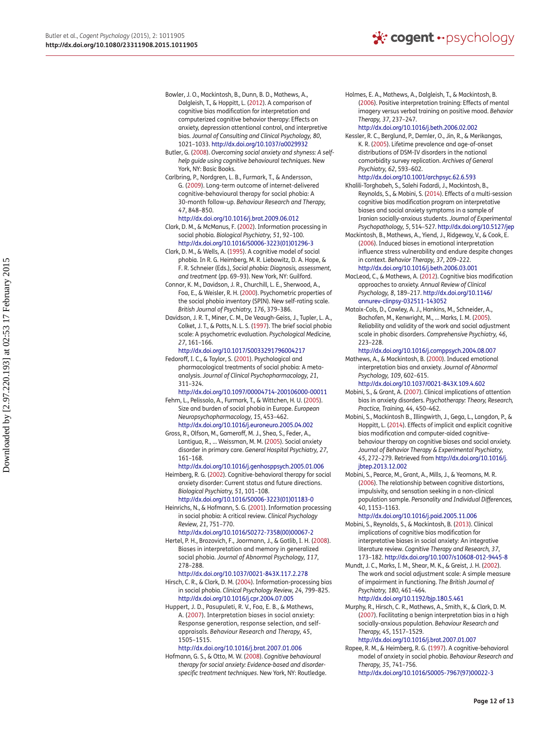Bowler, J. O., Mackintosh, B., Dunn, B. D., Mathews, A., Dalgleish, T., & Hoppitt, L. (2012). A comparison of cognitive bias modification for interpretation and computerized cognitive behavior therapy: Effects on anxiety, depression attentional control, and interpretive bias. *Journal of Consulting and Clinical Psychology, 80*, 1021–1033. http://dx.doi.org/10.1037/a0029932

Butler, G. (2008). *Overcoming social anxiety and shyness: A self-help guide using cognitive behavioural techniques*. New York, NY: Basic Books.

Carlbring, P., Nordgren, L. B., Furmark, T., & Andersson, G. (2009). Long-term outcome of internet-delivered cognitive-behavioural therapy for social phobia: A 30-month follow-up. *Behaviour Research and Therapy, 47*, 848–850. http://dx.doi.org/10.1016/j.brat.2009.06.012

Clark, D. M., & McManus, F. (2002). Information processing in social phobia. *Biological Psychiatry, 51*, 92–100. http://dx.doi.org/10.1016/S0006-3223(01)01296-3

Clark, D. M., & Wells, A. (1995). A cognitive model of social phobia. In R. G. Heimberg, M. R. Liebowitz, D. A. Hope, & F. R. Schneier (Eds.), *Social phobia: Diagnosis, assessment, and treatment* (pp. 69–93). New York, NY: Guilford.

Connor, K. M., Davidson, J. R., Churchill, L. E., Sherwood, A., Foa, E., & Weisler, R. H. (2000). Psychometric properties of the social phobia inventory (SPIN). New self-rating scale. *British Journal of Psychiatry, 176*, 379–386.

Davidson, J. R. T., Miner, C. M., De Veaugh-Geiss, J., Tupler, L. A., Colket, J. T., & Potts, N. L. S. (1997). The brief social phobia scale: A psychometric evaluation. *Psychological Medicine, 27*, 161–166. http://dx.doi.org/10.1017/S0033291796004217

Fedoroff, I. C., & Taylor, S. (2001). Psychological and pharmacological treatments of social phobia: A meta-analysis. *Journal of Clinical Psychopharmacology, 21*, 311–324. http://dx.doi.org/10.1097/00004714-200106000-00011

Fehm, L., Pelissolo, A., Furmark, T., & Wittchen, H. U. (2005). Size and burden of social phobia in Europe. *European Neuropsychopharmacology, 15*, 453–462. http://dx.doi.org/10.1016/j.euroneuro.2005.04.002

Gross, R., Olfson, M., Gameroff, M. J., Shea, S., Feder, A., Lantigua, R., … Weissman, M. M. (2005). Social anxiety disorder in primary care. *General Hospital Psychiatry, 27*, 161–168. http://dx.doi.org/10.1016/j.genhosppsych.2005.01.006

Heimberg, R. G. (2002). Cognitive-behavioral therapy for social anxiety disorder: Current status and future directions. *Biological Psychiatry, 51*, 101–108. http://dx.doi.org/10.1016/S0006-3223(01)01183-0

Heinrichs, N., & Hofmann, S. G. (2001). Information processing in social phobia: A critical review. *Clinical Psychology Review, 21*, 751–770. http://dx.doi.org/10.1016/S0272-7358(00)00067-2

Hertel, P. H., Brozovich, F., Joormann, J., & Gotlib, I. H. (2008). Biases in interpretation and memory in generalized social phobia. *Journal of Abnormal Psychology, 117*, 278–288. http://dx.doi.org/10.1037/0021-843X.117.2.278

Hirsch, C. R., & Clark, D. M. (2004). Information-processing bias in social phobia. *Clinical Psychology Review, 24*, 799–825. http://dx.doi.org/10.1016/j.cpr.2004.07.005

Huppert, J. D., Pasupuleti, R. V., Foa, E. B., & Mathews, A. (2007). Interpretation biases in social anxiety: Response generation, response selection, and self-appraisals. *Behaviour Research and Therapy, 45*, 1505–1515. http://dx.doi.org/10.1016/j.brat.2007.01.006

Hofmann, G. S., & Otto, M. W. (2008). *Cognitive behavioural therapy for social anxiety: Evidence-based and disorder-specific treatment techniques*. New York, NY: Routledge.

Holmes, E. A., Mathews, A., Dalgleish, T., & Mackintosh, B. (2006). Positive interpretation training: Effects of mental imagery versus verbal training on positive mood. *Behavior Therapy, 37*, 237–247. http://dx.doi.org/10.1016/j.beth.2006.02.002

Kessler, R. C., Berglund, P., Demler, O., Jin, R., & Merikangas, K. R. (2005). Lifetime prevalence and age-of-onset distributions of DSM-IV disorders in the national comorbidity survey replication. *Archives of General Psychiatry, 62*, 593–602. http://dx.doi.org/10.1001/archpsyc.62.6.593

Khalili-Torghabeh, S., Salehi Fadardi, J., Mackintosh, B., Reynolds, S., & Mobini, S. (2014). Effects of a multi-session cognitive bias modification program on interpretative biases and social anxiety symptoms in a sample of Iranian socially-anxious students. *Journal of Experimental Psychopathology, 5*, 514–527. http://dx.doi.org/10.5127/jep

Mackintosh, B., Mathews, A., Yiend, J., Ridgeway, V., & Cook, E. (2006). Induced biases in emotional interpretation influence stress vulnerability and endure despite changes in context. *Behavior Therapy, 37*, 209–222. http://dx.doi.org/10.1016/j.beth.2006.03.001

MacLeod, C., & Mathews, A. (2012). Cognitive bias modification approaches to anxiety. *Annual Review of Clinical Psychology, 8*, 189–217. http://dx.doi.org/10.1146/annurev-clinpsy-032511-143052

Mataix-Cols, D., Cowley, A. J., Hankins, M., Schneider, A., Bachofen, M., Kenwright, M., … Marks, I. M. (2005). Reliability and validity of the work and social adjustment scale in phobic disorders. *Comprehensive Psychiatry, 46*, 223–228. http://dx.doi.org/10.1016/j.comppsych.2004.08.007

Mathews, A., & Mackintosh, B. (2000). Induced emotional interpretation bias and anxiety. *Journal of Abnormal Psychology, 109*, 602–615. http://dx.doi.org/10.1037/0021-843X.109.4.602

Mobini, S., & Grant, A. (2007). Clinical implications of attention bias in anxiety disorders. *Psychotherapy: Theory, Research, Practice, Training, 44*, 450–462.

Mobini, S., Mackintosh B., Illingwirth, J., Gega, L., Langdon, P., & Hoppitt, L. (2014). Effects of implicit and explicit cognitive bias modification and computer-aided cognitive-behaviour therapy on cognitive biases and social anxiety. *Journal of Behavior Therapy & Experimental Psychiatry, 45*, 272–279. Retrieved from http://dx.doi.org/10.1016/j.jbtep.2013.12.002

Mobini, S., Pearce, M., Grant, A., Mills, J., & Yeomans, M. R. (2006). The relationship between cognitive distortions, impulsivity, and sensation seeking in a non-clinical population sample. *Personality and Individual Differences, 40*, 1153–1163. http://dx.doi.org/10.1016/j.paid.2005.11.006

Mobini, S., Reynolds, S., & Mackintosh, B. (2013). Clinical implications of cognitive bias modification for interpretative biases in social anxiety: An integrative literature review. *Cognitive Therapy and Research, 37*, 173–182. http://dx.doi.org/10.1007/s10608-012-9445-8

Mundt, J. C., Marks, I. M., Shear, M. K., & Greist, J. H. (2002). The work and social adjustment scale: A simple measure of impairment in functioning. *The British Journal of Psychiatry, 180*, 461–464. http://dx.doi.org/10.1192/bjp.180.5.461

Murphy, R., Hirsch, C. R., Mathews, A., Smith, K., & Clark, D. M. (2007). Facilitating a benign interpretation bias in a high socially-anxious population. *Behaviour Research and Therapy, 45*, 1517–1529. http://dx.doi.org/10.1016/j.brat.2007.01.007

Rapee, R. M., & Heimberg, R. G. (1997). A cognitive-behavioral model of anxiety in social phobia. *Behaviour Research and Therapy, 35*, 741–756. http://dx.doi.org/10.1016/S0005-7967(97)00022-3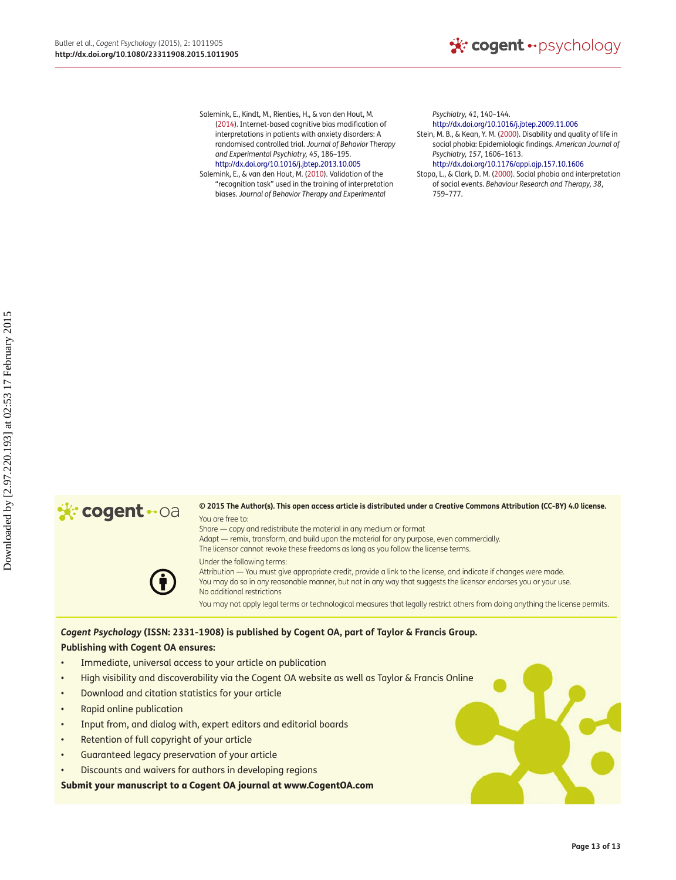Salemink, E., Kindt, M., Rienties, H., & van den Hout, M. (2014). Internet-based cognitive bias modification of interpretations in patients with anxiety disorders: A randomised controlled trial. *Journal of Behavior Therapy and Experimental Psychiatry, 45*, 186–195. http://dx.doi.org/10.1016/j.jbtep.2013.10.005

Salemink, E., & van den Hout, M. (2010). Validation of the "recognition task" used in the training of interpretation biases. *Journal of Behavior Therapy and Experimental Psychiatry, 41*, 140–144. http://dx.doi.org/10.1016/j.jbtep.2009.11.006

Stein, M. B., & Kean, Y. M. (2000). Disability and quality of life in social phobia: Epidemiologic findings. *American Journal of Psychiatry, 157*, 1606–1613. http://dx.doi.org/10.1176/appi.ajp.157.10.1606

Stopa, L., & Clark, D. M. (2000). Social phobia and interpretation of social events. *Behaviour Research and Therapy, 38*, 759–777.

**© 2015 The Author(s). This open access article is distributed under a Creative Commons Attribution (CC-BY) 4.0 license.**

You are free to:

Share — copy and redistribute the material in any medium or format

Adapt — remix, transform, and build upon the material for any purpose, even commercially.

The licensor cannot revoke these freedoms as long as you follow the license terms.

Under the following terms:

Attribution — You must give appropriate credit, provide a link to the license, and indicate if changes were made. You may do so in any reasonable manner, but not in any way that suggests the licensor endorses you or your use.

No additional restrictions

You may not apply legal terms or technological measures that legally restrict others from doing anything the license permits.

***Cogent Psychology*** **(ISSN: 2331-1908) is published by Cogent OA, part of Taylor & Francis Group.**

**Publishing with Cogent OA ensures:**

- Immediate, universal access to your article on publication
- High visibility and discoverability via the Cogent OA website as well as Taylor & Francis Online
- Download and citation statistics for your article
- Rapid online publication
- Input from, and dialog with, expert editors and editorial boards
- Retention of full copyright of your article
- Guaranteed legacy preservation of your article
- Discounts and waivers for authors in developing regions

**Submit your manuscript to a Cogent OA journal at www.CogentOA.com**